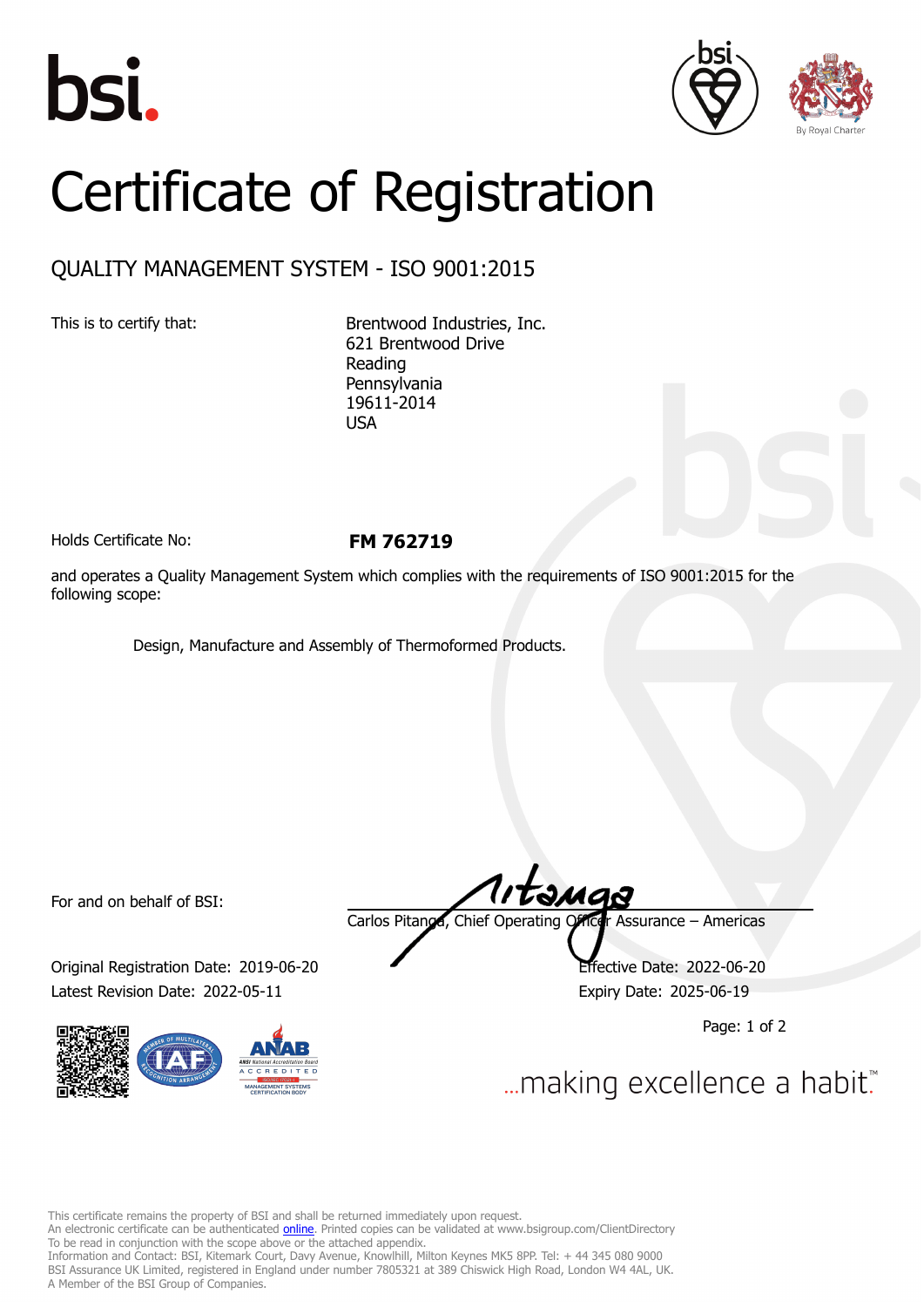# Certificate of Registration

## QUALITY MANAGEMENT SYSTEM - ISO 9001:2015

This is to certify that:

Brentwood Industries, Inc.
621 Brentwood Drive
Reading
Pennsylvania
19611-2014
USA

Holds Certificate No: **FM 762719**

and operates a Quality Management System which complies with the requirements of ISO 9001:2015 for the following scope:

Design, Manufacture and Assembly of Thermoformed Products.

For and on behalf of BSI:

Carlos Pitanga, Chief Operating Officer Assurance – Americas

Original Registration Date: 2019-06-20

Latest Revision Date: 2022-05-11

Effective Date: 2022-06-20

Expiry Date: 2025-06-19

...making excellence a habit.™

This certificate remains the property of BSI and shall be returned immediately upon request.
An electronic certificate can be authenticated online. Printed copies can be validated at www.bsigroup.com/ClientDirectory
To be read in conjunction with the scope above or the attached appendix.
Information and Contact: BSI, Kitemark Court, Davy Avenue, Knowlhill, Milton Keynes MK5 8PP. Tel: + 44 345 080 9000
BSI Assurance UK Limited, registered in England under number 7805321 at 389 Chiswick High Road, London W4 4AL, UK.
A Member of the BSI Group of Companies.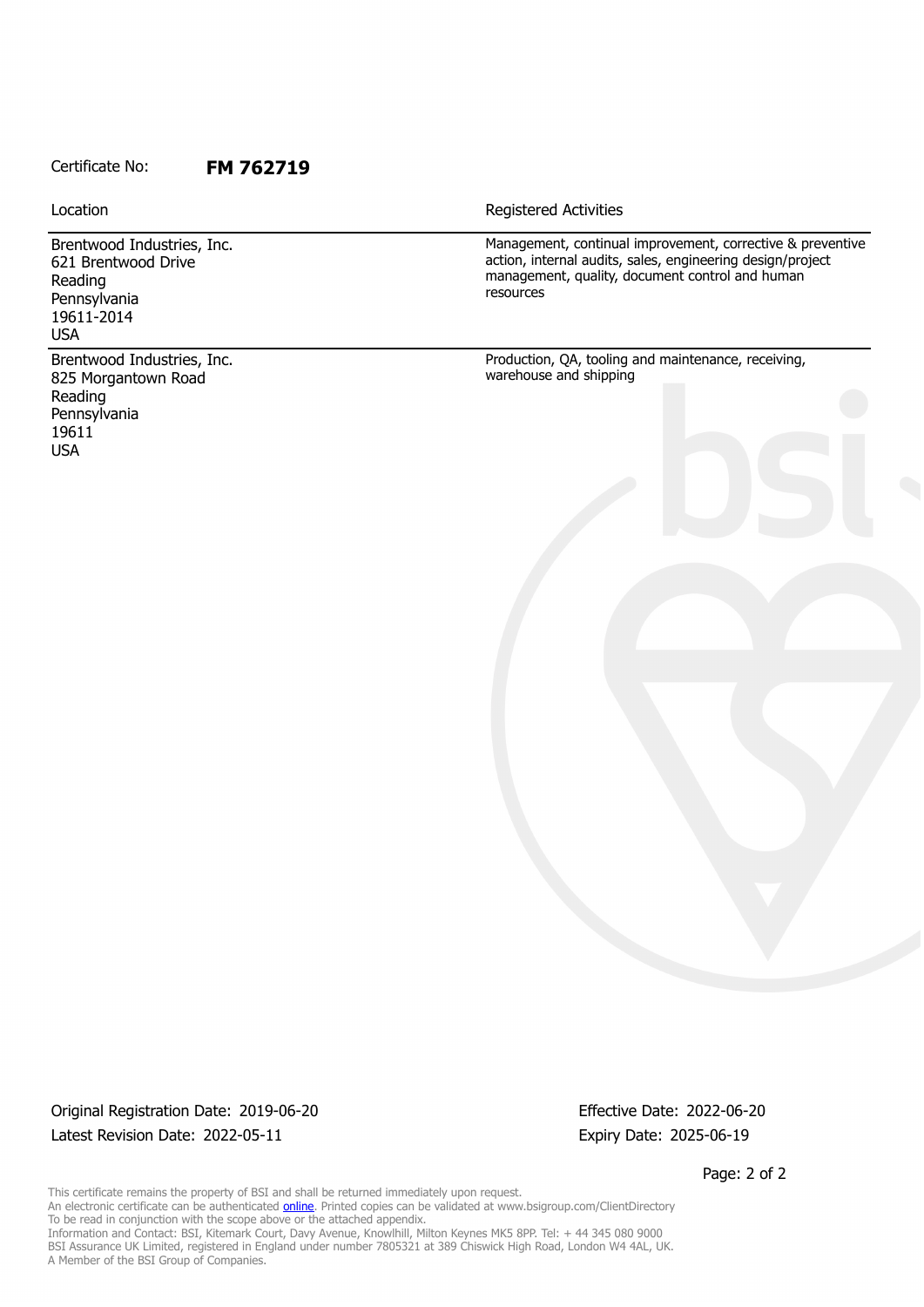Certificate No: **FM 762719**

| Location | Registered Activities |
| --- | --- |
| Brentwood Industries, Inc.<br>621 Brentwood Drive<br>Reading<br>Pennsylvania<br>19611-2014<br>USA | Management, continual improvement, corrective & preventive action, internal audits, sales, engineering design/project management, quality, document control and human resources |
| Brentwood Industries, Inc.<br>825 Morgantown Road<br>Reading<br>Pennsylvania<br>19611<br>USA | Production, QA, tooling and maintenance, receiving, warehouse and shipping |

Original Registration Date: 2019-06-20

Latest Revision Date: 2022-05-11

Effective Date: 2022-06-20

Expiry Date: 2025-06-19

This certificate remains the property of BSI and shall be returned immediately upon request.
An electronic certificate can be authenticated online. Printed copies can be validated at www.bsigroup.com/ClientDirectory
To be read in conjunction with the scope above or the attached appendix.
Information and Contact: BSI, Kitemark Court, Davy Avenue, Knowlhill, Milton Keynes MK5 8PP. Tel: + 44 345 080 9000
BSI Assurance UK Limited, registered in England under number 7805321 at 389 Chiswick High Road, London W4 4AL, UK.
A Member of the BSI Group of Companies.